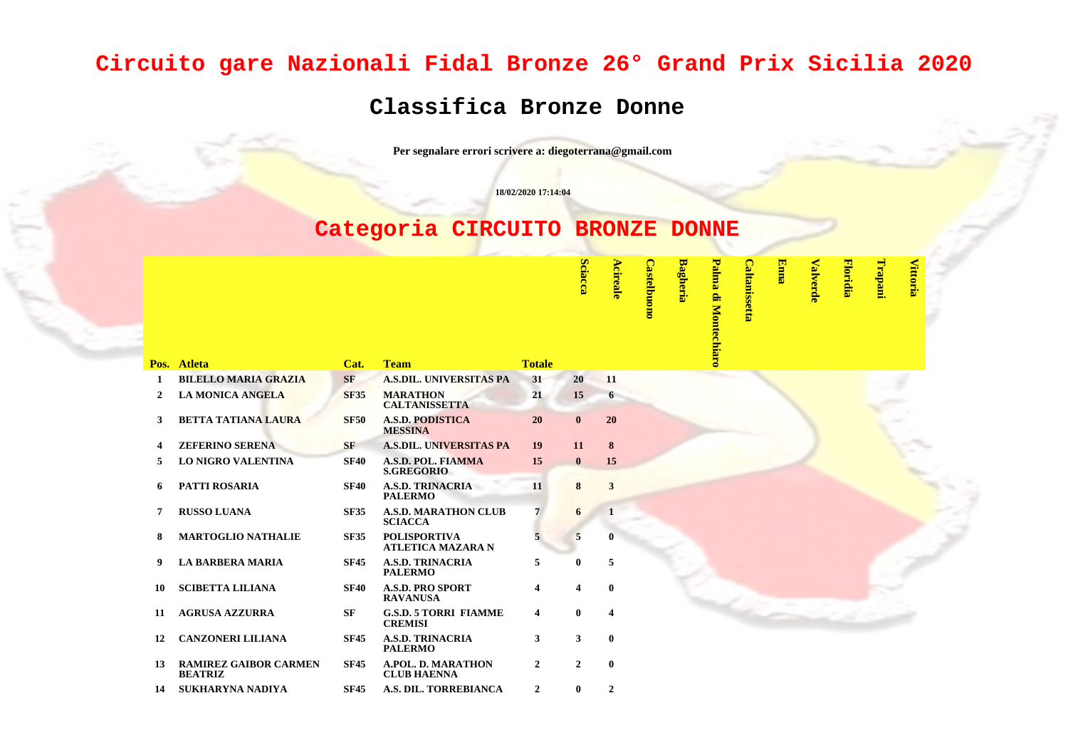# Circuito gare Nazionali Fidal Bronze 26° Grand Prix Sicilia 2020

## Classifica Bronze Donne

**Per segnalare errori scrivere a: diegoterrana@gmail.com**

**18/02/2020 17:14:04**

## Categoria CIRCUITO BRONZE DONNE

| Pos. | Atleta | Cat. | Team | Totale | Sciacca | Acireale | Castelbuono | Bagheria | Palma di Montechiaro | Caltanissetta | Enna | Valverde | Floridia | Trapani | Vittoria |
|---|---|---|---|---|---|---|---|---|---|---|---|---|---|---|---|
| 1 | BILELLO MARIA GRAZIA | SF | A.S.DIL. UNIVERSITAS PA | 31 | 20 | 11 | | | | | | | | | |
| 2 | LA MONICA ANGELA | SF35 | MARATHON CALTANISSETTA | 21 | 15 | 6 | | | | | | | | | |
| 3 | BETTA TATIANA LAURA | SF50 | A.S.D. PODISTICA MESSINA | 20 | 0 | 20 | | | | | | | | | |
| 4 | ZEFERINO SERENA | SF | A.S.DIL. UNIVERSITAS PA | 19 | 11 | 8 | | | | | | | | | |
| 5 | LO NIGRO VALENTINA | SF40 | A.S.D. POL. FIAMMA S.GREGORIO | 15 | 0 | 15 | | | | | | | | | |
| 6 | PATTI ROSARIA | SF40 | A.S.D. TRINACRIA PALERMO | 11 | 8 | 3 | | | | | | | | | |
| 7 | RUSSO LUANA | SF35 | A.S.D. MARATHON CLUB SCIACCA | 7 | 6 | 1 | | | | | | | | | |
| 8 | MARTOGLIO NATHALIE | SF35 | POLISPORTIVA ATLETICA MAZARA N | 5 | 5 | 0 | | | | | | | | | |
| 9 | LA BARBERA MARIA | SF45 | A.S.D. TRINACRIA PALERMO | 5 | 0 | 5 | | | | | | | | | |
| 10 | SCIBETTA LILIANA | SF40 | A.S.D. PRO SPORT RAVANUSA | 4 | 4 | 0 | | | | | | | | | |
| 11 | AGRUSA AZZURRA | SF | G.S.D. 5 TORRI FIAMME CREMISI | 4 | 0 | 4 | | | | | | | | | |
| 12 | CANZONERI LILIANA | SF45 | A.S.D. TRINACRIA PALERMO | 3 | 3 | 0 | | | | | | | | | |
| 13 | RAMIREZ GAIBOR CARMEN BEATRIZ | SF45 | A.POL. D. MARATHON CLUB HAENNA | 2 | 2 | 0 | | | | | | | | | |
| 14 | SUKHARYNA NADIYA | SF45 | A.S. DIL. TORREBIANCA | 2 | 0 | 2 | | | | | | | | | |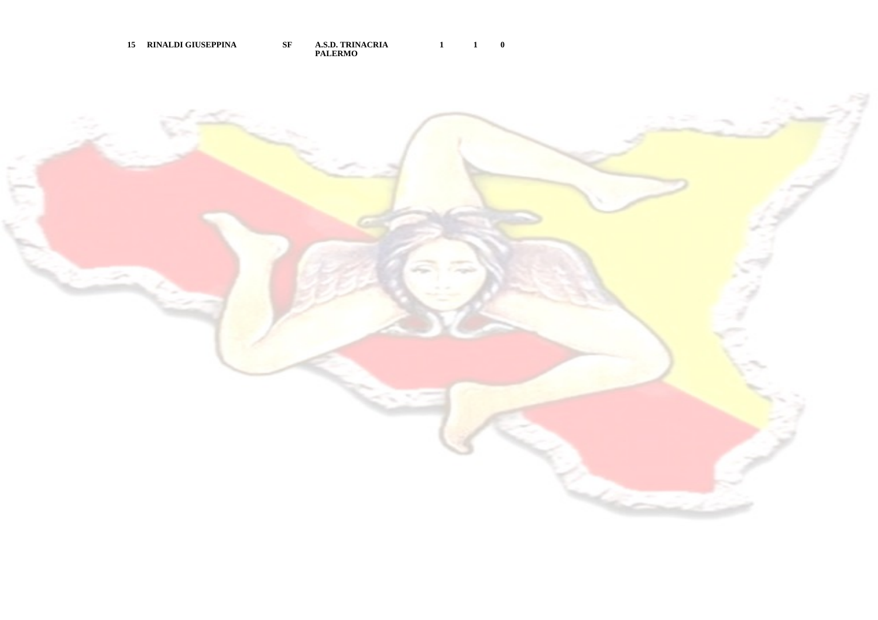| | | | | | | |
|---|---|---|---|---|---|---|
| 15 | RINALDI GIUSEPPINA | SF | A.S.D. TRINACRIA PALERMO | 1 | 1 | 0 |